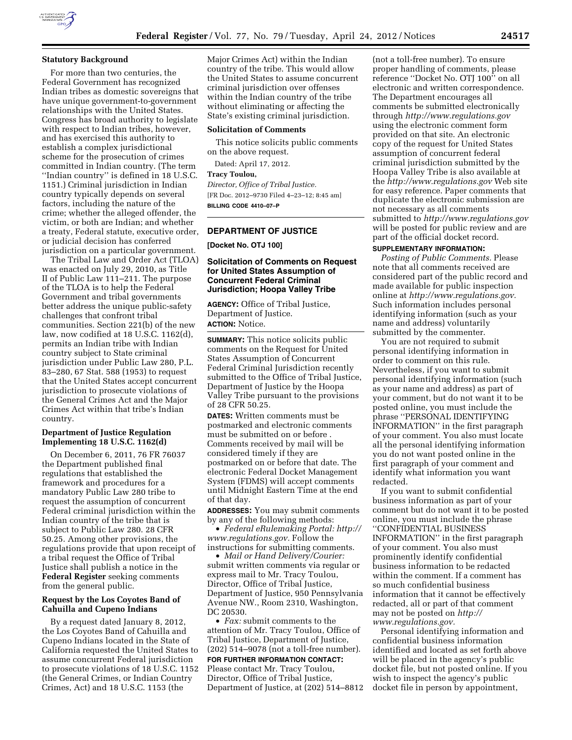### Statutory Background

For more than two centuries, the Federal Government has recognized Indian tribes as domestic sovereigns that have unique government-to-government relationships with the United States. Congress has broad authority to legislate with respect to Indian tribes, however, and has exercised this authority to establish a complex jurisdictional scheme for the prosecution of crimes committed in Indian country. (The term ''Indian country'' is defined in 18 U.S.C. 1151.) Criminal jurisdiction in Indian country typically depends on several factors, including the nature of the crime; whether the alleged offender, the victim, or both are Indian; and whether a treaty, Federal statute, executive order, or judicial decision has conferred jurisdiction on a particular government.

The Tribal Law and Order Act (TLOA) was enacted on July 29, 2010, as Title II of Public Law 111–211. The purpose of the TLOA is to help the Federal Government and tribal governments better address the unique public-safety challenges that confront tribal communities. Section 221(b) of the new law, now codified at 18 U.S.C. 1162(d), permits an Indian tribe with Indian country subject to State criminal jurisdiction under Public Law 280, P.L. 83–280, 67 Stat. 588 (1953) to request that the United States accept concurrent jurisdiction to prosecute violations of the General Crimes Act and the Major Crimes Act within that tribe's Indian country.

### Department of Justice Regulation Implementing 18 U.S.C. 1162(d)

On December 6, 2011, 76 FR 76037 the Department published final regulations that established the framework and procedures for a mandatory Public Law 280 tribe to request the assumption of concurrent Federal criminal jurisdiction within the Indian country of the tribe that is subject to Public Law 280. 28 CFR 50.25. Among other provisions, the regulations provide that upon receipt of a tribal request the Office of Tribal Justice shall publish a notice in the **Federal Register** seeking comments from the general public.

### Request by the Los Coyotes Band of Cahuilla and Cupeno Indians

By a request dated January 8, 2012, the Los Coyotes Band of Cahuilla and Cupeno Indians located in the State of California requested the United States to assume concurrent Federal jurisdiction to prosecute violations of 18 U.S.C. 1152 (the General Crimes, or Indian Country Crimes, Act) and 18 U.S.C. 1153 (the Major Crimes Act) within the Indian country of the tribe. This would allow the United States to assume concurrent criminal jurisdiction over offenses within the Indian country of the tribe without eliminating or affecting the State's existing criminal jurisdiction.

### Solicitation of Comments

This notice solicits public comments on the above request.

Dated: April 17, 2012.

**Tracy Toulou,**

*Director, Office of Tribal Justice.*

[FR Doc. 2012–9730 Filed 4–23–12; 8:45 am]

**BILLING CODE 4410–07–P**

---

## DEPARTMENT OF JUSTICE

**[Docket No. OTJ 100]**

## Solicitation of Comments on Request for United States Assumption of Concurrent Federal Criminal Jurisdiction; Hoopa Valley Tribe

**AGENCY:** Office of Tribal Justice, Department of Justice.

**ACTION:** Notice.

**SUMMARY:** This notice solicits public comments on the Request for United States Assumption of Concurrent Federal Criminal Jurisdiction recently submitted to the Office of Tribal Justice, Department of Justice by the Hoopa Valley Tribe pursuant to the provisions of 28 CFR 50.25.

**DATES:** Written comments must be postmarked and electronic comments must be submitted on or before . Comments received by mail will be considered timely if they are postmarked on or before that date. The electronic Federal Docket Management System (FDMS) will accept comments until Midnight Eastern Time at the end of that day.

**ADDRESSES:** You may submit comments by any of the following methods:

- *Federal eRulemaking Portal: http://www.regulations.gov.* Follow the instructions for submitting comments.
- *Mail or Hand Delivery/Courier:* submit written comments via regular or express mail to Mr. Tracy Toulou, Director, Office of Tribal Justice, Department of Justice, 950 Pennsylvania Avenue NW., Room 2310, Washington, DC 20530.
- *Fax:* submit comments to the attention of Mr. Tracy Toulou, Office of Tribal Justice, Department of Justice, (202) 514–9078 (not a toll-free number).

**FOR FURTHER INFORMATION CONTACT:** Please contact Mr. Tracy Toulou, Director, Office of Tribal Justice, Department of Justice, at (202) 514–8812 (not a toll-free number). To ensure proper handling of comments, please reference ''Docket No. OTJ 100'' on all electronic and written correspondence. The Department encourages all comments be submitted electronically through *http://www.regulations.gov* using the electronic comment form provided on that site. An electronic copy of the request for United States assumption of concurrent federal criminal jurisdiction submitted by the Hoopa Valley Tribe is also available at the *http://www.regulations.gov* Web site for easy reference. Paper comments that duplicate the electronic submission are not necessary as all comments submitted to *http://www.regulations.gov* will be posted for public review and are part of the official docket record.

**SUPPLEMENTARY INFORMATION:**

*Posting of Public Comments.* Please note that all comments received are considered part of the public record and made available for public inspection online at *http://www.regulations.gov.* Such information includes personal identifying information (such as your name and address) voluntarily submitted by the commenter.

You are not required to submit personal identifying information in order to comment on this rule. Nevertheless, if you want to submit personal identifying information (such as your name and address) as part of your comment, but do not want it to be posted online, you must include the phrase ''PERSONAL IDENTIFYING INFORMATION'' in the first paragraph of your comment. You also must locate all the personal identifying information you do not want posted online in the first paragraph of your comment and identify what information you want redacted.

If you want to submit confidential business information as part of your comment but do not want it to be posted online, you must include the phrase ''CONFIDENTIAL BUSINESS INFORMATION'' in the first paragraph of your comment. You also must prominently identify confidential business information to be redacted within the comment. If a comment has so much confidential business information that it cannot be effectively redacted, all or part of that comment may not be posted on *http://www.regulations.gov.*

Personal identifying information and confidential business information identified and located as set forth above will be placed in the agency's public docket file, but not posted online. If you wish to inspect the agency's public docket file in person by appointment,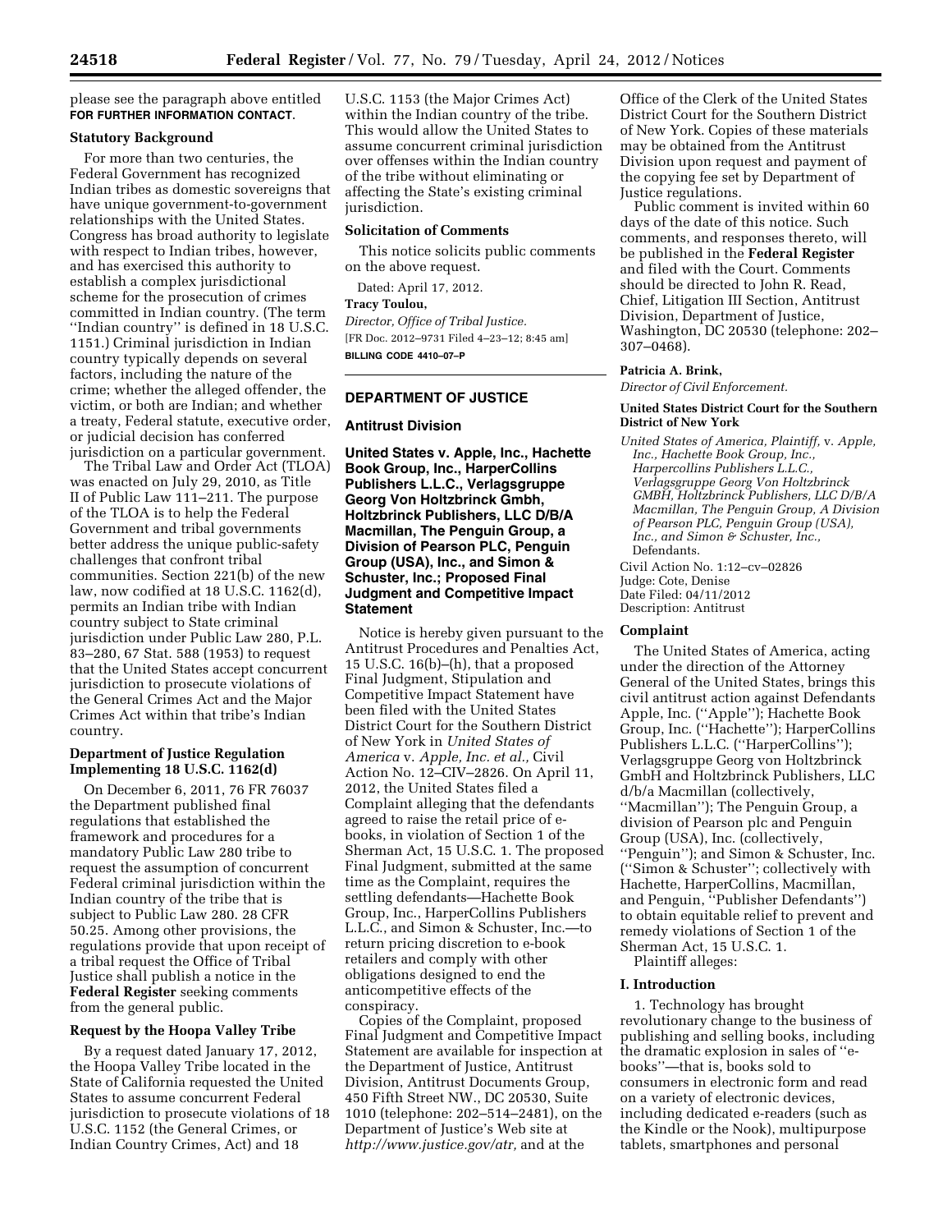please see the paragraph above entitled **FOR FURTHER INFORMATION CONTACT**.

### Statutory Background

For more than two centuries, the Federal Government has recognized Indian tribes as domestic sovereigns that have unique government-to-government relationships with the United States. Congress has broad authority to legislate with respect to Indian tribes, however, and has exercised this authority to establish a complex jurisdictional scheme for the prosecution of crimes committed in Indian country. (The term ''Indian country'' is defined in 18 U.S.C. 1151.) Criminal jurisdiction in Indian country typically depends on several factors, including the nature of the crime; whether the alleged offender, the victim, or both are Indian; and whether a treaty, Federal statute, executive order, or judicial decision has conferred jurisdiction on a particular government.

The Tribal Law and Order Act (TLOA) was enacted on July 29, 2010, as Title II of Public Law 111–211. The purpose of the TLOA is to help the Federal Government and tribal governments better address the unique public-safety challenges that confront tribal communities. Section 221(b) of the new law, now codified at 18 U.S.C. 1162(d), permits an Indian tribe with Indian country subject to State criminal jurisdiction under Public Law 280, P.L. 83–280, 67 Stat. 588 (1953) to request that the United States accept concurrent jurisdiction to prosecute violations of the General Crimes Act and the Major Crimes Act within that tribe's Indian country.

### Department of Justice Regulation Implementing 18 U.S.C. 1162(d)

On December 6, 2011, 76 FR 76037 the Department published final regulations that established the framework and procedures for a mandatory Public Law 280 tribe to request the assumption of concurrent Federal criminal jurisdiction within the Indian country of the tribe that is subject to Public Law 280. 28 CFR 50.25. Among other provisions, the regulations provide that upon receipt of a tribal request the Office of Tribal Justice shall publish a notice in the **Federal Register** seeking comments from the general public.

### Request by the Hoopa Valley Tribe

By a request dated January 17, 2012, the Hoopa Valley Tribe located in the State of California requested the United States to assume concurrent Federal jurisdiction to prosecute violations of 18 U.S.C. 1152 (the General Crimes, or Indian Country Crimes, Act) and 18 U.S.C. 1153 (the Major Crimes Act) within the Indian country of the tribe. This would allow the United States to assume concurrent criminal jurisdiction over offenses within the Indian country of the tribe without eliminating or affecting the State's existing criminal jurisdiction.

### Solicitation of Comments

This notice solicits public comments on the above request.

Dated: April 17, 2012.

**Tracy Toulou,**

*Director, Office of Tribal Justice.*

[FR Doc. 2012–9731 Filed 4–23–12; 8:45 am]

**BILLING CODE 4410–07–P**

---

## DEPARTMENT OF JUSTICE

### Antitrust Division

### United States v. Apple, Inc., Hachette Book Group, Inc., HarperCollins Publishers L.L.C., Verlagsgruppe Georg Von Holtzbrinck Gmbh, Holtzbrinck Publishers, LLC D/B/A Macmillan, The Penguin Group, a Division of Pearson PLC, Penguin Group (USA), Inc., and Simon & Schuster, Inc.; Proposed Final Judgment and Competitive Impact Statement

Notice is hereby given pursuant to the Antitrust Procedures and Penalties Act, 15 U.S.C. 16(b)–(h), that a proposed Final Judgment, Stipulation and Competitive Impact Statement have been filed with the United States District Court for the Southern District of New York in *United States of America* v. *Apple, Inc. et al.,* Civil Action No. 12–CIV–2826. On April 11, 2012, the United States filed a Complaint alleging that the defendants agreed to raise the retail price of e-books, in violation of Section 1 of the Sherman Act, 15 U.S.C. 1. The proposed Final Judgment, submitted at the same time as the Complaint, requires the settling defendants—Hachette Book Group, Inc., HarperCollins Publishers L.L.C., and Simon & Schuster, Inc.—to return pricing discretion to e-book retailers and comply with other obligations designed to end the anticompetitive effects of the conspiracy.

Copies of the Complaint, proposed Final Judgment and Competitive Impact Statement are available for inspection at the Department of Justice, Antitrust Division, Antitrust Documents Group, 450 Fifth Street NW., DC 20530, Suite 1010 (telephone: 202–514–2481), on the Department of Justice's Web site at *http://www.justice.gov/atr,* and at the Office of the Clerk of the United States District Court for the Southern District of New York. Copies of these materials may be obtained from the Antitrust Division upon request and payment of the copying fee set by Department of Justice regulations.

Public comment is invited within 60 days of the date of this notice. Such comments, and responses thereto, will be published in the **Federal Register** and filed with the Court. Comments should be directed to John R. Read, Chief, Litigation III Section, Antitrust Division, Department of Justice, Washington, DC 20530 (telephone: 202–307–0468).

**Patricia A. Brink,**

*Director of Civil Enforcement.*

### United States District Court for the Southern District of New York

*United States of America, Plaintiff,* v. *Apple, Inc., Hachette Book Group, Inc., Harpercollins Publishers L.L.C., Verlagsgruppe Georg Von Holtzbrinck GMBH, Holtzbrinck Publishers, LLC D/B/A Macmillan, The Penguin Group, A Division of Pearson PLC, Penguin Group (USA), Inc., and Simon & Schuster, Inc.,* Defendants.

Civil Action No. 1:12–cv–02826
Judge: Cote, Denise
Date Filed: 04/11/2012
Description: Antitrust

### Complaint

The United States of America, acting under the direction of the Attorney General of the United States, brings this civil antitrust action against Defendants Apple, Inc. (''Apple''); Hachette Book Group, Inc. (''Hachette''); HarperCollins Publishers L.L.C. (''HarperCollins''); Verlagsgruppe Georg von Holtzbrinck GmbH and Holtzbrinck Publishers, LLC d/b/a Macmillan (collectively, ''Macmillan''); The Penguin Group, a division of Pearson plc and Penguin Group (USA), Inc. (collectively, ''Penguin''); and Simon & Schuster, Inc. (''Simon & Schuster''; collectively with Hachette, HarperCollins, Macmillan, and Penguin, ''Publisher Defendants'') to obtain equitable relief to prevent and remedy violations of Section 1 of the Sherman Act, 15 U.S.C. 1.

Plaintiff alleges:

### I. Introduction

1. Technology has brought revolutionary change to the business of publishing and selling books, including the dramatic explosion in sales of ''e-books''—that is, books sold to consumers in electronic form and read on a variety of electronic devices, including dedicated e-readers (such as the Kindle or the Nook), multipurpose tablets, smartphones and personal